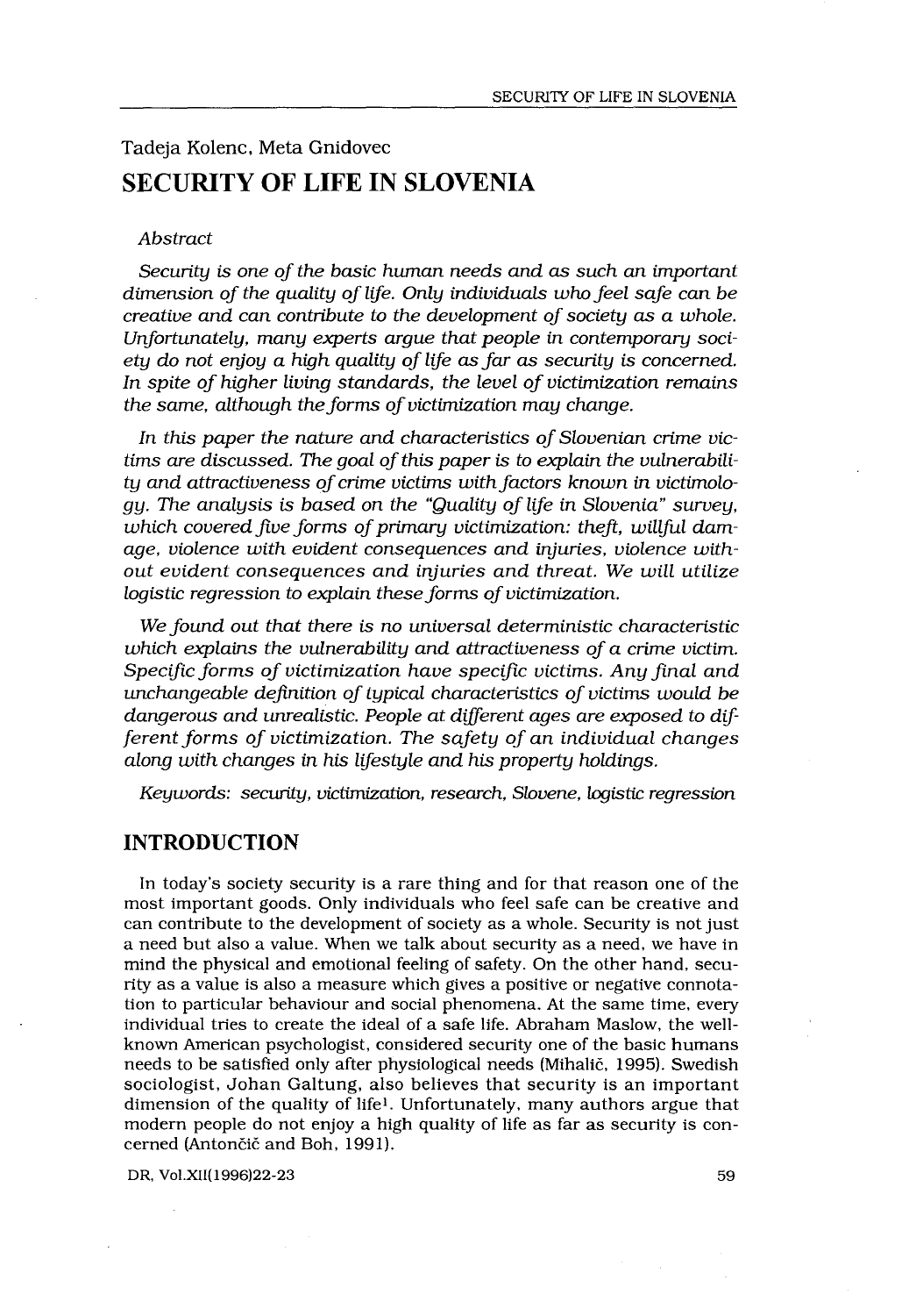Tadeja Kolenc, Meta Gnidovec

# SECURITY OF LIFE IN SLOVENIA

*Abstract*

*Security is one of the basic human needs and as such an important dimension of the quality of life. Only individuals who feel safe can be creative and can contribute to the development of society as a whole. Unfortunately, many experts argue that people in contemporary society do not enjoy a high quality of life as far as security is concerned. In spite of higher living standards, the level of victimization remains the same, although the forms of victimization may change.*

*In this paper the nature and characteristics of Slovenian crime victims are discussed. The goal of this paper is to explain the vulnerability and attractiveness of crime victims with factors known in victimology. The analysis is based on the "Quality of life in Slovenia" survey, which covered five forms of primary victimization: theft, willful damage, violence with evident consequences and injuries, violence without evident consequences and injuries and threat. We will utilize logistic regression to explain these forms of victimization.*

*We found out that there is no universal deterministic characteristic which explains the vulnerability and attractiveness of a crime victim. Specific forms of victimization have specific victims. Any final and unchangeable definition of typical characteristics of victims would be dangerous and unrealistic. People at different ages are exposed to different forms of victimization. The safety of an individual changes along with changes in his lifestyle and his property holdings.*

*Keywords: security, victimization, research, Slovene, logistic regression*

## INTRODUCTION

In today's society security is a rare thing and for that reason one of the most important goods. Only individuals who feel safe can be creative and can contribute to the development of society as a whole. Security is not just a need but also a value. When we talk about security as a need, we have in mind the physical and emotional feeling of safety. On the other hand, security as a value is also a measure which gives a positive or negative connotation to particular behaviour and social phenomena. At the same time, every individual tries to create the ideal of a safe life. Abraham Maslow, the well-known American psychologist, considered security one of the basic humans needs to be satisfied only after physiological needs (Mihalič, 1995). Swedish sociologist, Johan Galtung, also believes that security is an important dimension of the quality of life[1]. Unfortunately, many authors argue that modern people do not enjoy a high quality of life as far as security is concerned (Antončič and Boh, 1991).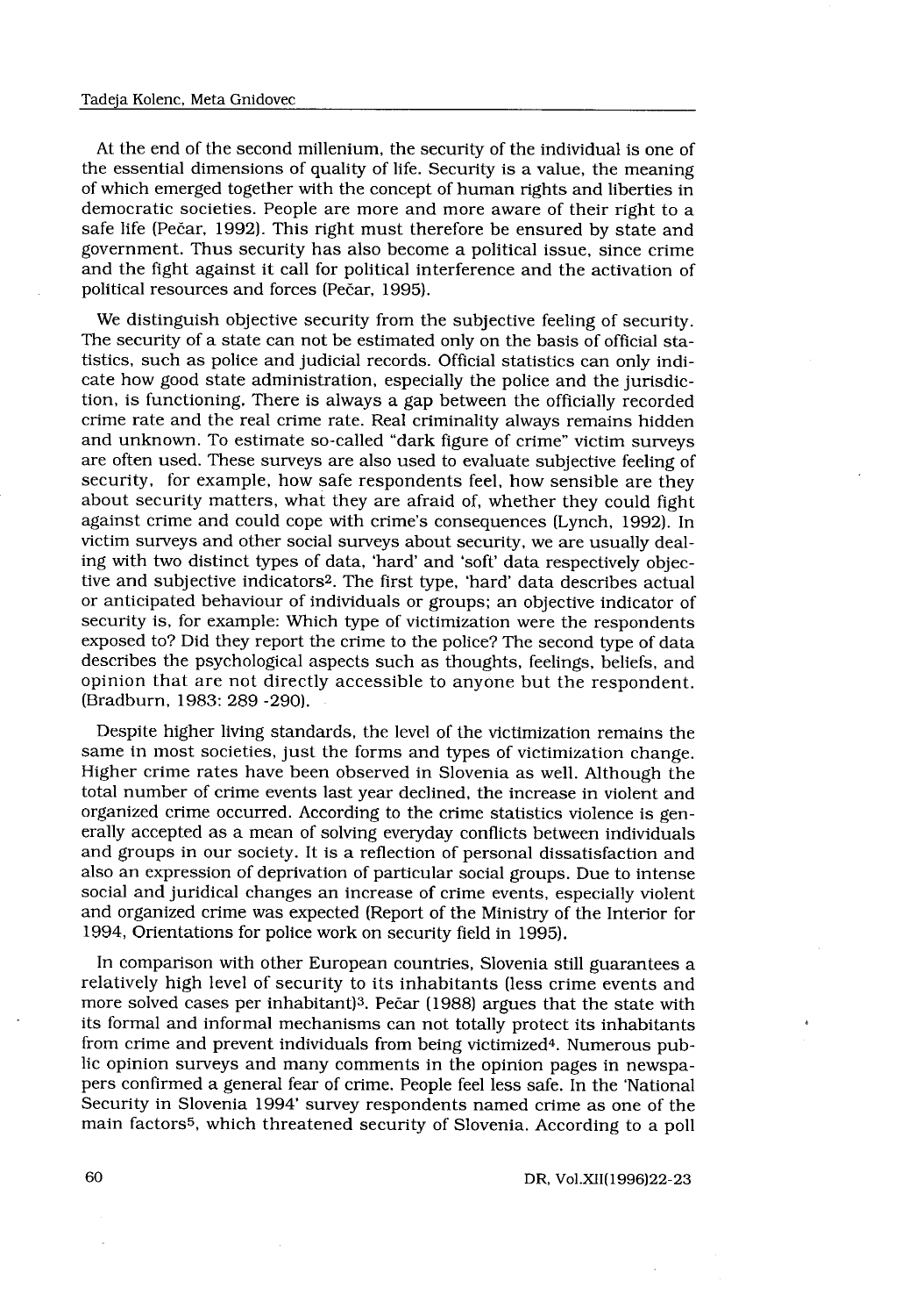At the end of the second millenium, the security of the individual is one of the essential dimensions of quality of life. Security is a value, the meaning of which emerged together with the concept of human rights and liberties in democratic societies. People are more and more aware of their right to a safe life (Pečar, 1992). This right must therefore be ensured by state and government. Thus security has also become a political issue, since crime and the fight against it call for political interference and the activation of political resources and forces (Pečar, 1995).

We distinguish objective security from the subjective feeling of security. The security of a state can not be estimated only on the basis of official statistics, such as police and judicial records. Official statistics can only indicate how good state administration, especially the police and the jurisdiction, is functioning. There is always a gap between the officially recorded crime rate and the real crime rate. Real criminality always remains hidden and unknown. To estimate so-called "dark figure of crime" victim surveys are often used. These surveys are also used to evaluate subjective feeling of security, for example, how safe respondents feel, how sensible are they about security matters, what they are afraid of, whether they could fight against crime and could cope with crime's consequences (Lynch, 1992). In victim surveys and other social surveys about security, we are usually dealing with two distinct types of data, 'hard' and 'soft' data respectively objective and subjective indicators[2]. The first type, 'hard' data describes actual or anticipated behaviour of individuals or groups; an objective indicator of security is, for example: Which type of victimization were the respondents exposed to? Did they report the crime to the police? The second type of data describes the psychological aspects such as thoughts, feelings, beliefs, and opinion that are not directly accessible to anyone but the respondent. (Bradburn, 1983: 289 -290).

Despite higher living standards, the level of the victimization remains the same in most societies, just the forms and types of victimization change. Higher crime rates have been observed in Slovenia as well. Although the total number of crime events last year declined, the increase in violent and organized crime occurred. According to the crime statistics violence is generally accepted as a mean of solving everyday conflicts between individuals and groups in our society. It is a reflection of personal dissatisfaction and also an expression of deprivation of particular social groups. Due to intense social and juridical changes an increase of crime events, especially violent and organized crime was expected (Report of the Ministry of the Interior for 1994, Orientations for police work on security field in 1995).

In comparison with other European countries, Slovenia still guarantees a relatively high level of security to its inhabitants (less crime events and more solved cases per inhabitant)[3]. Pečar (1988) argues that the state with its formal and informal mechanisms can not totally protect its inhabitants from crime and prevent individuals from being victimized[4]. Numerous public opinion surveys and many comments in the opinion pages in newspapers confirmed a general fear of crime. People feel less safe. In the 'National Security in Slovenia 1994' survey respondents named crime as one of the main factors[5], which threatened security of Slovenia. According to a poll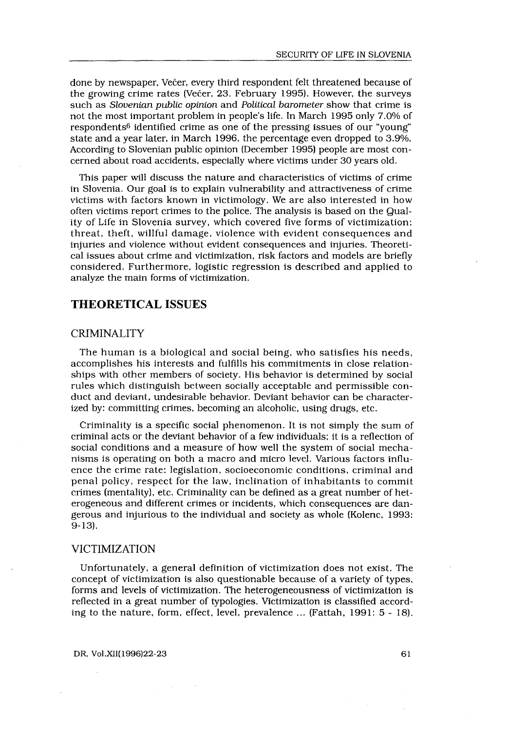done by newspaper, Večer, every third respondent felt threatened because of the growing crime rates (Večer, 23. February 1995). However, the surveys such as *Slovenian public opinion* and *Political barometer* show that crime is not the most important problem in people's life. In March 1995 only 7.0% of respondents[6] identified crime as one of the pressing issues of our "young" state and a year later, in March 1996, the percentage even dropped to 3.9%. According to Slovenian public opinion (December 1995) people are most concerned about road accidents, especially where victims under 30 years old.

This paper will discuss the nature and characteristics of victims of crime in Slovenia. Our goal is to explain vulnerability and attractiveness of crime victims with factors known in victimology. We are also interested in how often victims report crimes to the police. The analysis is based on the Quality of Life in Slovenia survey, which covered five forms of victimization: threat, theft, willful damage, violence with evident consequences and injuries and violence without evident consequences and injuries. Theoretical issues about crime and victimization, risk factors and models are briefly considered. Furthermore, logistic regression is described and applied to analyze the main forms of victimization.

## THEORETICAL ISSUES

### CRIMINALITY

The human is a biological and social being, who satisfies his needs, accomplishes his interests and fulfills his commitments in close relationships with other members of society. His behavior is determined by social rules which distinguish between socially acceptable and permissible conduct and deviant, undesirable behavior. Deviant behavior can be characterized by: committing crimes, becoming an alcoholic, using drugs, etc.

Criminality is a specific social phenomenon. It is not simply the sum of criminal acts or the deviant behavior of a few individuals; it is a reflection of social conditions and a measure of how well the system of social mechanisms is operating on both a macro and micro level. Various factors influence the crime rate: legislation, socioeconomic conditions, criminal and penal policy, respect for the law, inclination of inhabitants to commit crimes (mentality), etc. Criminality can be defined as a great number of heterogeneous and different crimes or incidents, which consequences are dangerous and injurious to the individual and society as whole (Kolenc, 1993: 9-13).

### VICTIMIZATION

Unfortunately, a general definition of victimization does not exist. The concept of victimization is also questionable because of a variety of types, forms and levels of victimization. The heterogeneousness of victimization is reflected in a great number of typologies. Victimization is classified according to the nature, form, effect, level, prevalence ... (Fattah, 1991: 5 - 18).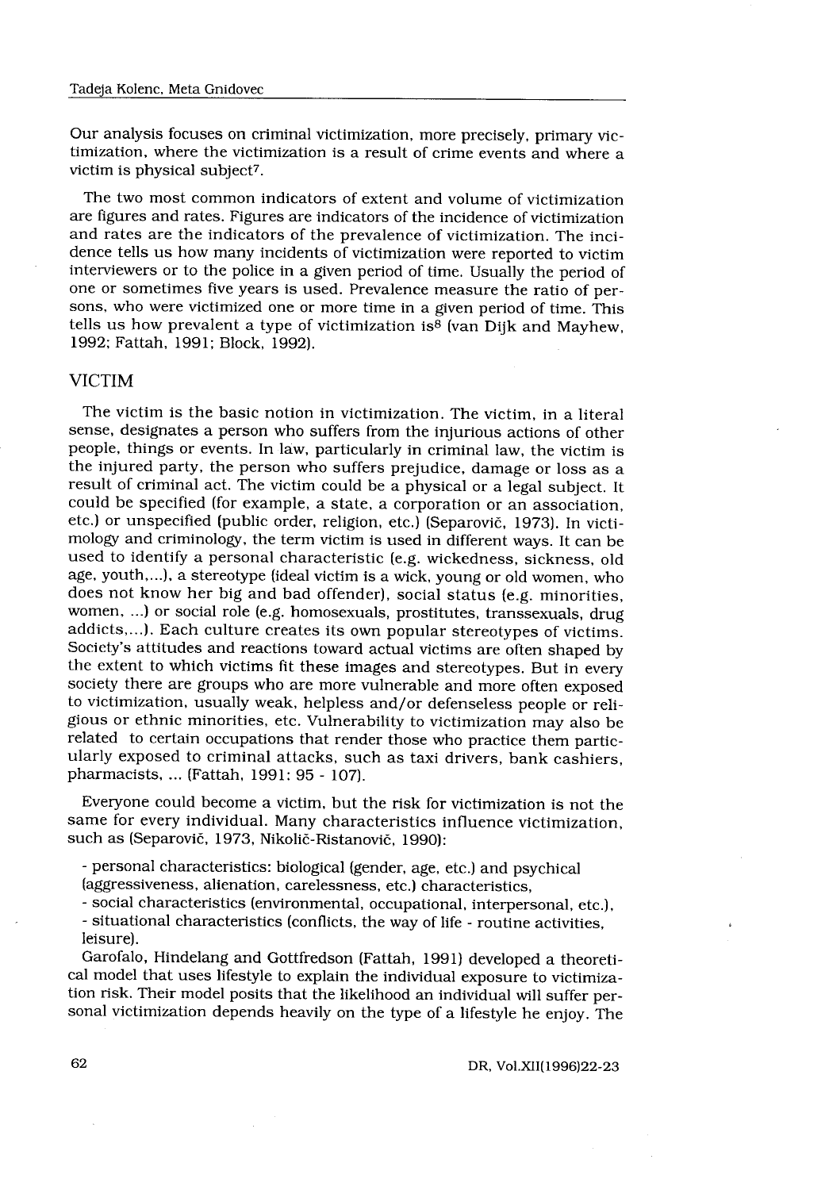Our analysis focuses on criminal victimization, more precisely, primary victimization, where the victimization is a result of crime events and where a victim is physical subject[7].

The two most common indicators of extent and volume of victimization are figures and rates. Figures are indicators of the incidence of victimization and rates are the indicators of the prevalence of victimization. The incidence tells us how many incidents of victimization were reported to victim interviewers or to the police in a given period of time. Usually the period of one or sometimes five years is used. Prevalence measure the ratio of persons, who were victimized one or more time in a given period of time. This tells us how prevalent a type of victimization is[8] (van Dijk and Mayhew, 1992; Fattah, 1991; Block, 1992).

## VICTIM

The victim is the basic notion in victimization. The victim, in a literal sense, designates a person who suffers from the injurious actions of other people, things or events. In law, particularly in criminal law, the victim is the injured party, the person who suffers prejudice, damage or loss as a result of criminal act. The victim could be a physical or a legal subject. It could be specified (for example, a state, a corporation or an association, etc.) or unspecified (public order, religion, etc.) (Separovič, 1973). In victimology and criminology, the term victim is used in different ways. It can be used to identify a personal characteristic (e.g. wickedness, sickness, old age, youth,...), a stereotype (ideal victim is a wick, young or old women, who does not know her big and bad offender), social status (e.g. minorities, women, ...) or social role (e.g. homosexuals, prostitutes, transsexuals, drug addicts,...). Each culture creates its own popular stereotypes of victims. Society's attitudes and reactions toward actual victims are often shaped by the extent to which victims fit these images and stereotypes. But in every society there are groups who are more vulnerable and more often exposed to victimization, usually weak, helpless and/or defenseless people or religious or ethnic minorities, etc. Vulnerability to victimization may also be related to certain occupations that render those who practice them particularly exposed to criminal attacks, such as taxi drivers, bank cashiers, pharmacists, ... (Fattah, 1991: 95 - 107).

Everyone could become a victim, but the risk for victimization is not the same for every individual. Many characteristics influence victimization, such as (Separovič, 1973, Nikolič-Ristanovič, 1990):

- personal characteristics: biological (gender, age, etc.) and psychical (aggressiveness, alienation, carelessness, etc.) characteristics,
- social characteristics (environmental, occupational, interpersonal, etc.),
- situational characteristics (conflicts, the way of life - routine activities, leisure).

Garofalo, Hindelang and Gottfredson (Fattah, 1991) developed a theoretical model that uses lifestyle to explain the individual exposure to victimization risk. Their model posits that the likelihood an individual will suffer personal victimization depends heavily on the type of a lifestyle he enjoy. The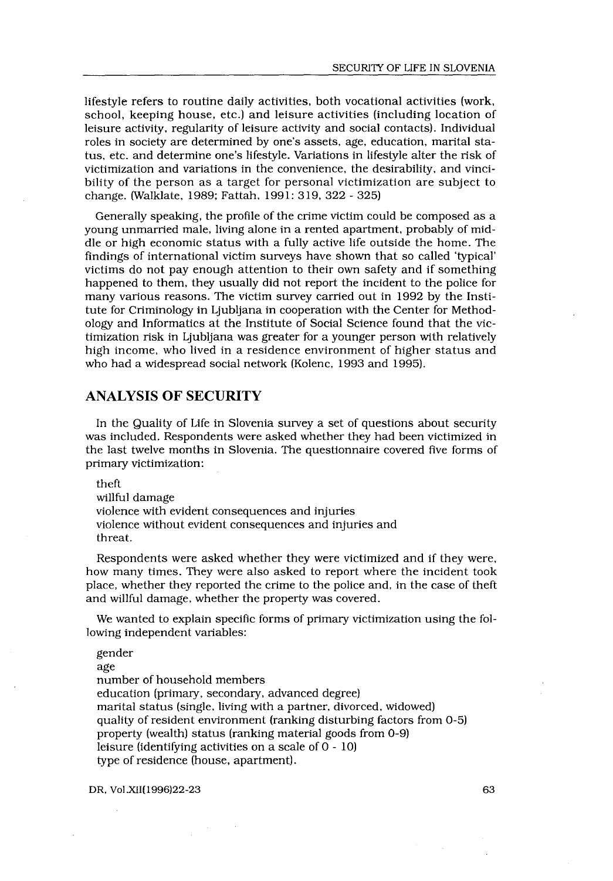lifestyle refers to routine daily activities, both vocational activities (work, school, keeping house, etc.) and leisure activities (including location of leisure activity, regularity of leisure activity and social contacts). Individual roles in society are determined by one's assets, age, education, marital status, etc. and determine one's lifestyle. Variations in lifestyle alter the risk of victimization and variations in the convenience, the desirability, and vincibility of the person as a target for personal victimization are subject to change. (Walklate, 1989; Fattah, 1991: 319, 322 - 325)

Generally speaking, the profile of the crime victim could be composed as a young unmarried male, living alone in a rented apartment, probably of middle or high economic status with a fully active life outside the home. The findings of international victim surveys have shown that so called 'typical' victims do not pay enough attention to their own safety and if something happened to them, they usually did not report the incident to the police for many various reasons. The victim survey carried out in 1992 by the Institute for Criminology in Ljubljana in cooperation with the Center for Methodology and Informatics at the Institute of Social Science found that the victimization risk in Ljubljana was greater for a younger person with relatively high income, who lived in a residence environment of higher status and who had a widespread social network (Kolenc, 1993 and 1995).

## ANALYSIS OF SECURITY

In the Quality of Life in Slovenia survey a set of questions about security was included. Respondents were asked whether they had been victimized in the last twelve months in Slovenia. The questionnaire covered five forms of primary victimization:

theft
willful damage
violence with evident consequences and injuries
violence without evident consequences and injuries and
threat.

Respondents were asked whether they were victimized and if they were, how many times. They were also asked to report where the incident took place, whether they reported the crime to the police and, in the case of theft and willful damage, whether the property was covered.

We wanted to explain specific forms of primary victimization using the following independent variables:

gender
age
number of household members
education (primary, secondary, advanced degree)
marital status (single, living with a partner, divorced, widowed)
quality of resident environment (ranking disturbing factors from 0-5)
property (wealth) status (ranking material goods from 0-9)
leisure (identifying activities on a scale of 0 - 10)
type of residence (house, apartment).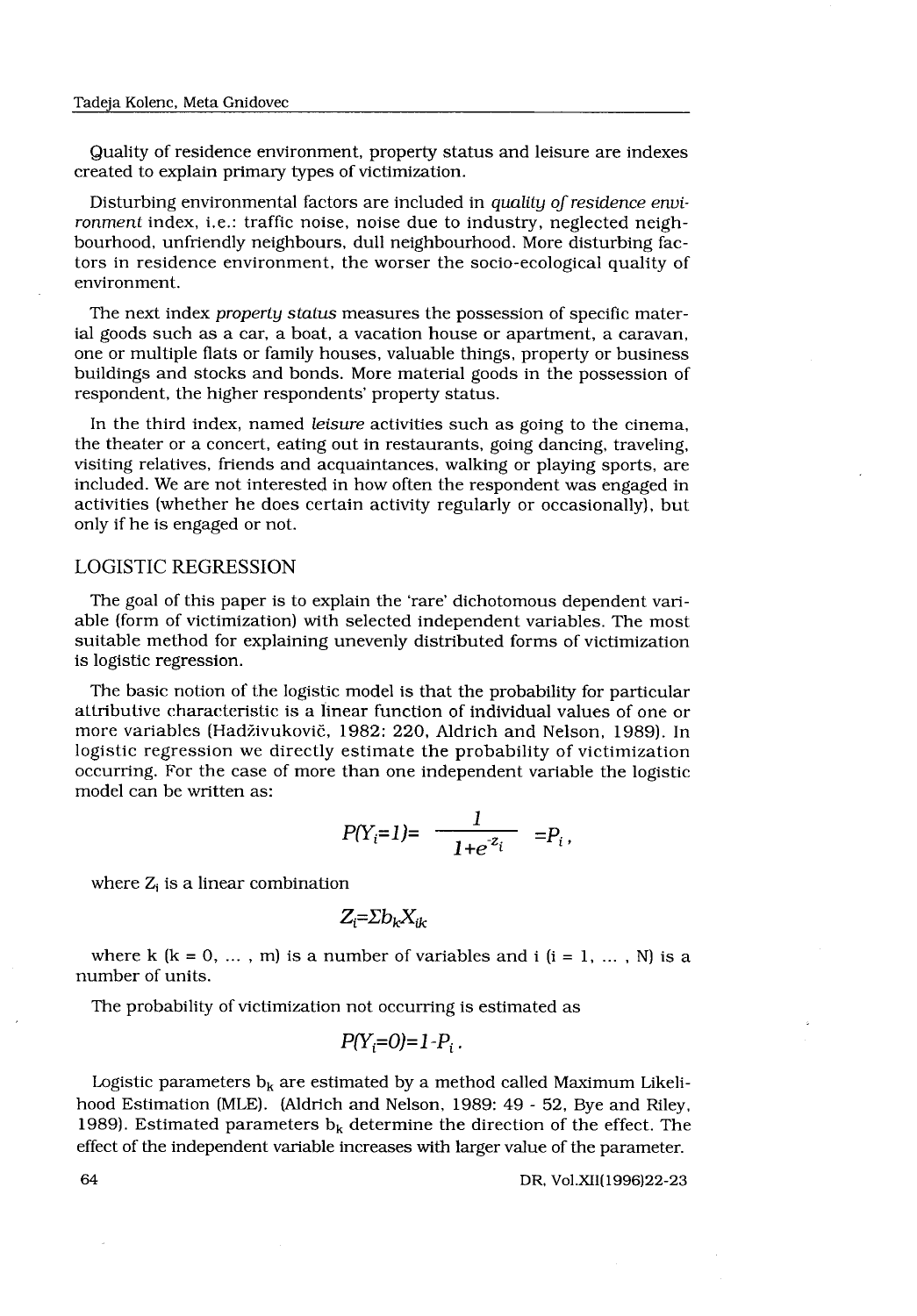Quality of residence environment, property status and leisure are indexes created to explain primary types of victimization.

Disturbing environmental factors are included in *quality of residence environment* index, i.e.: traffic noise, noise due to industry, neglected neighbourhood, unfriendly neighbours, dull neighbourhood. More disturbing factors in residence environment, the worser the socio-ecological quality of environment.

The next index *property status* measures the possession of specific material goods such as a car, a boat, a vacation house or apartment, a caravan, one or multiple flats or family houses, valuable things, property or business buildings and stocks and bonds. More material goods in the possession of respondent, the higher respondents' property status.

In the third index, named *leisure* activities such as going to the cinema, the theater or a concert, eating out in restaurants, going dancing, traveling, visiting relatives, friends and acquaintances, walking or playing sports, are included. We are not interested in how often the respondent was engaged in activities (whether he does certain activity regularly or occasionally), but only if he is engaged or not.

## LOGISTIC REGRESSION

The goal of this paper is to explain the 'rare' dichotomous dependent variable (form of victimization) with selected independent variables. The most suitable method for explaining unevenly distributed forms of victimization is logistic regression.

The basic notion of the logistic model is that the probability for particular attributive characteristic is a linear function of individual values of one or more variables (Hadživuković, 1982: 220, Aldrich and Nelson, 1989). In logistic regression we directly estimate the probability of victimization occurring. For the case of more than one independent variable the logistic model can be written as:

$$P(Y_i=1)= \frac{1}{1+e^{-z_i}} = P_i,$$

where $Z_i$ is a linear combination

$$Z_i=\Sigma b_k X_{ik}$$

where k (k = 0, ... , m) is a number of variables and i (i = 1, ... , N) is a number of units.

The probability of victimization not occurring is estimated as

$$P(Y_i=0)=1-P_i.$$

Logistic parameters $b_k$ are estimated by a method called Maximum Likelihood Estimation (MLE). (Aldrich and Nelson, 1989: 49 - 52, Bye and Riley, 1989). Estimated parameters $b_k$ determine the direction of the effect. The effect of the independent variable increases with larger value of the parameter.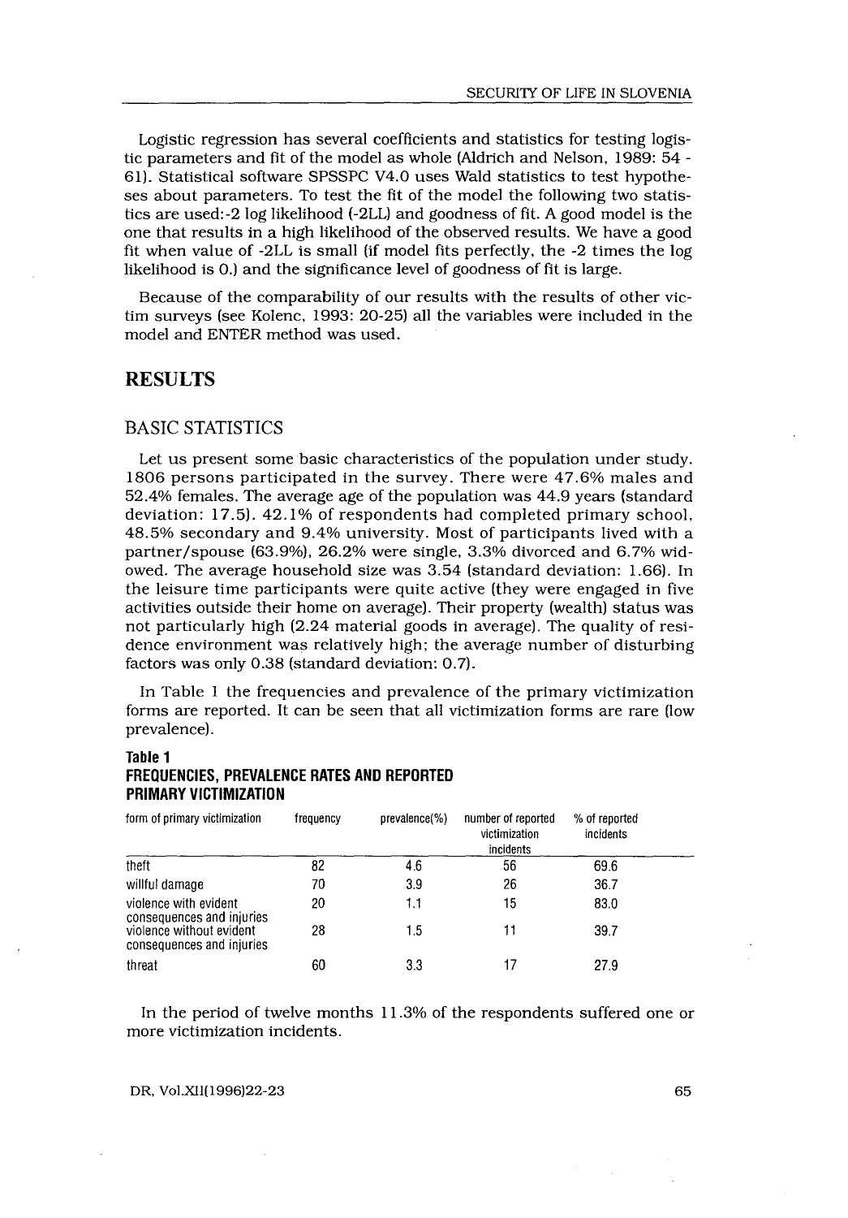Logistic regression has several coefficients and statistics for testing logistic parameters and fit of the model as whole (Aldrich and Nelson, 1989: 54 - 61). Statistical software SPSSPC V4.0 uses Wald statistics to test hypotheses about parameters. To test the fit of the model the following two statistics are used:-2 log likelihood (-2LL) and goodness of fit. A good model is the one that results in a high likelihood of the observed results. We have a good fit when value of -2LL is small (if model fits perfectly, the -2 times the log likelihood is 0.) and the significance level of goodness of fit is large.

Because of the comparability of our results with the results of other victim surveys (see Kolenc, 1993: 20-25) all the variables were included in the model and ENTER method was used.

## RESULTS

### BASIC STATISTICS

Let us present some basic characteristics of the population under study. 1806 persons participated in the survey. There were 47.6% males and 52.4% females. The average age of the population was 44.9 years (standard deviation: 17.5). 42.1% of respondents had completed primary school, 48.5% secondary and 9.4% university. Most of participants lived with a partner/spouse (63.9%), 26.2% were single, 3.3% divorced and 6.7% widowed. The average household size was 3.54 (standard deviation: 1.66). In the leisure time participants were quite active (they were engaged in five activities outside their home on average). Their property (wealth) status was not particularly high (2.24 material goods in average). The quality of residence environment was relatively high; the average number of disturbing factors was only 0.38 (standard deviation: 0.7).

In Table 1 the frequencies and prevalence of the primary victimization forms are reported. It can be seen that all victimization forms are rare (low prevalence).

**Table 1**
**FREQUENCIES, PREVALENCE RATES AND REPORTED PRIMARY VICTIMIZATION**

| form of primary victimization | frequency | prevalence(%) | number of reported victimization incidents | % of reported incidents |
|---|---|---|---|---|
| theft | 82 | 4.6 | 56 | 69.6 |
| willful damage | 70 | 3.9 | 26 | 36.7 |
| violence with evident consequences and injuries | 20 | 1.1 | 15 | 83.0 |
| violence without evident consequences and injuries | 28 | 1.5 | 11 | 39.7 |
| threat | 60 | 3.3 | 17 | 27.9 |

In the period of twelve months 11.3% of the respondents suffered one or more victimization incidents.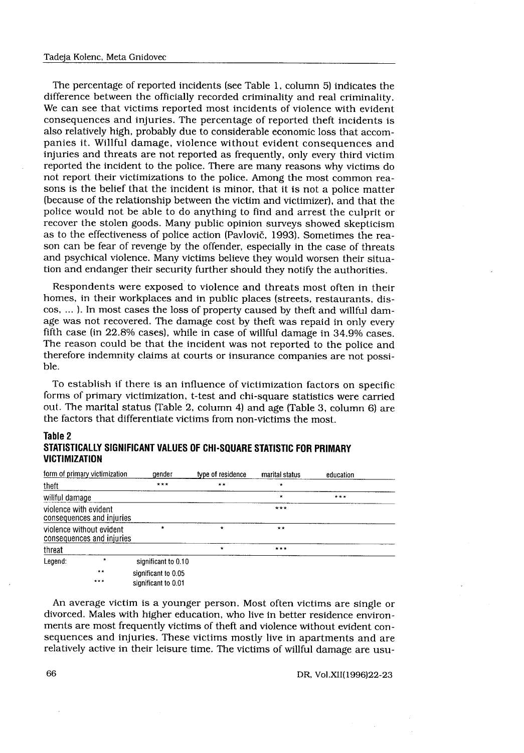The percentage of reported incidents (see Table 1, column 5) indicates the difference between the officially recorded criminality and real criminality. We can see that victims reported most incidents of violence with evident consequences and injuries. The percentage of reported theft incidents is also relatively high, probably due to considerable economic loss that accompanies it. Willful damage, violence without evident consequences and injuries and threats are not reported as frequently, only every third victim reported the incident to the police. There are many reasons why victims do not report their victimizations to the police. Among the most common reasons is the belief that the incident is minor, that it is not a police matter (because of the relationship between the victim and victimizer), and that the police would not be able to do anything to find and arrest the culprit or recover the stolen goods. Many public opinion surveys showed skepticism as to the effectiveness of police action (Pavlovič, 1993). Sometimes the reason can be fear of revenge by the offender, especially in the case of threats and psychical violence. Many victims believe they would worsen their situation and endanger their security further should they notify the authorities.

Respondents were exposed to violence and threats most often in their homes, in their workplaces and in public places (streets, restaurants, discos, ... ). In most cases the loss of property caused by theft and willful damage was not recovered. The damage cost by theft was repaid in only every fifth case (in 22.8% cases), while in case of willful damage in 34.9% cases. The reason could be that the incident was not reported to the police and therefore indemnity claims at courts or insurance companies are not possible.

To establish if there is an influence of victimization factors on specific forms of primary victimization, t-test and chi-square statistics were carried out. The marital status (Table 2, column 4) and age (Table 3, column 6) are the factors that differentiate victims from non-victims the most.

**Table 2**
**STATISTICALLY SIGNIFICANT VALUES OF CHI-SQUARE STATISTIC FOR PRIMARY VICTIMIZATION**

| form of primary victimization | gender | type of residence | marital status | education |
|---|---|---|---|---|
| theft | *** | ** | * | |
| willful damage | | | * | *** |
| violence with evident consequences and injuries | | | *** | |
| violence without evident consequences and injuries | * | * | ** | |
| threat | | * | *** | |

Legend:
- \* significant to 0.10
- \*\* significant to 0.05
- \*\*\* significant to 0.01

An average victim is a younger person. Most often victims are single or divorced. Males with higher education, who live in better residence environments are most frequently victims of theft and violence without evident consequences and injuries. These victims mostly live in apartments and are relatively active in their leisure time. The victims of willful damage are usu-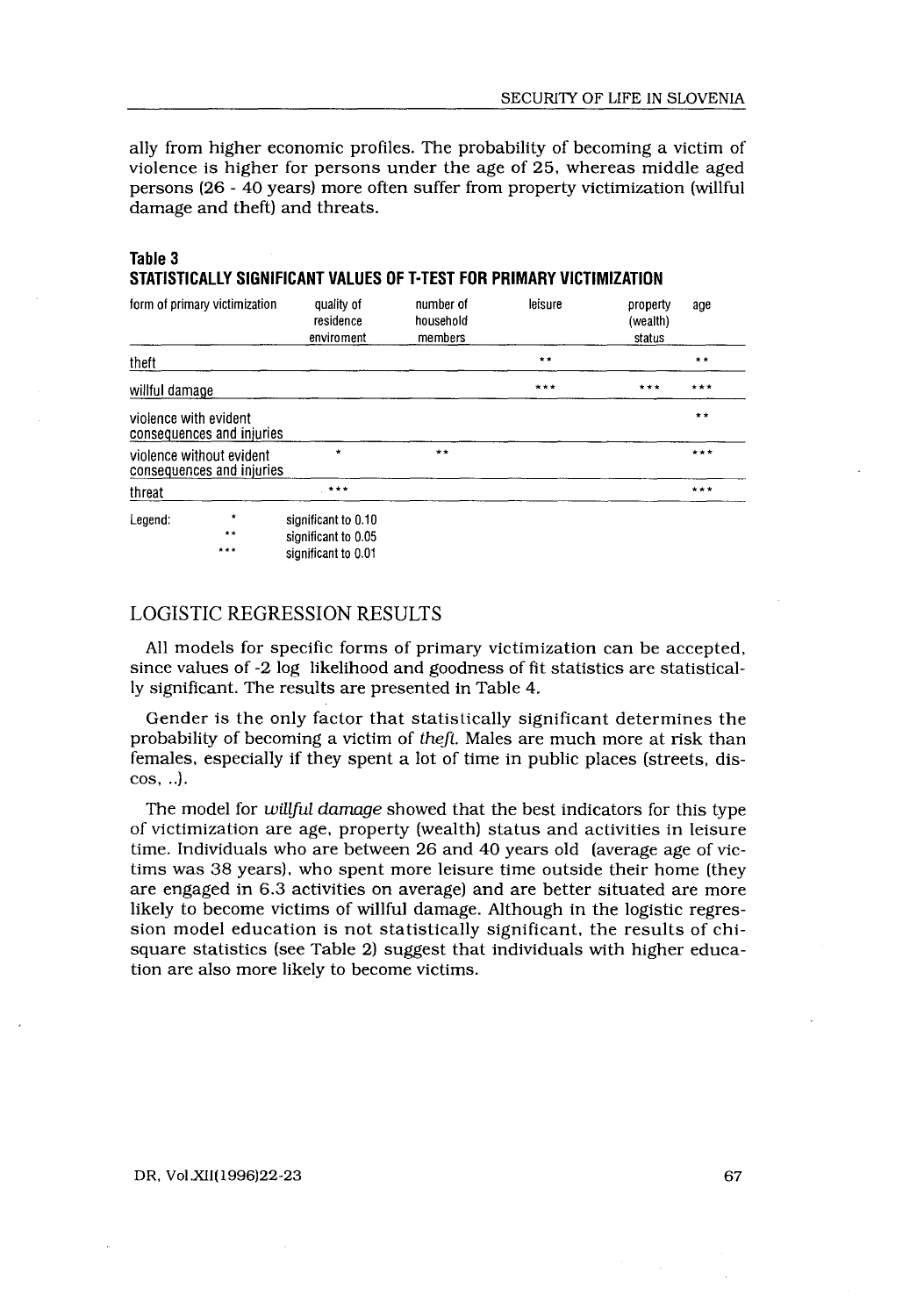ally from higher economic profiles. The probability of becoming a victim of violence is higher for persons under the age of 25, whereas middle aged persons (26 - 40 years) more often suffer from property victimization (willful damage and theft) and threats.

**Table 3**
**STATISTICALLY SIGNIFICANT VALUES OF T-TEST FOR PRIMARY VICTIMIZATION**

| form of primary victimization | quality of residence enviroment | number of household members | leisure | property (wealth) status | age |
|---|---|---|---|---|---|
| theft | | | ** | | ** |
| willful damage | | | *** | *** | *** |
| violence with evident consequences and injuries | | | | | ** |
| violence without evident consequences and injuries | * | ** | | | *** |
| threat | *** | | | | *** |

Legend:
* significant to 0.10
** significant to 0.05
*** significant to 0.01

## LOGISTIC REGRESSION RESULTS

All models for specific forms of primary victimization can be accepted, since values of -2 log likelihood and goodness of fit statistics are statistically significant. The results are presented in Table 4.

Gender is the only factor that statistically significant determines the probability of becoming a victim of *theft*. Males are much more at risk than females, especially if they spent a lot of time in public places (streets, discos, ..).

The model for *willful damage* showed that the best indicators for this type of victimization are age, property (wealth) status and activities in leisure time. Individuals who are between 26 and 40 years old (average age of victims was 38 years), who spent more leisure time outside their home (they are engaged in 6.3 activities on average) and are better situated are more likely to become victims of willful damage. Although in the logistic regression model education is not statistically significant, the results of chi-square statistics (see Table 2) suggest that individuals with higher education are also more likely to become victims.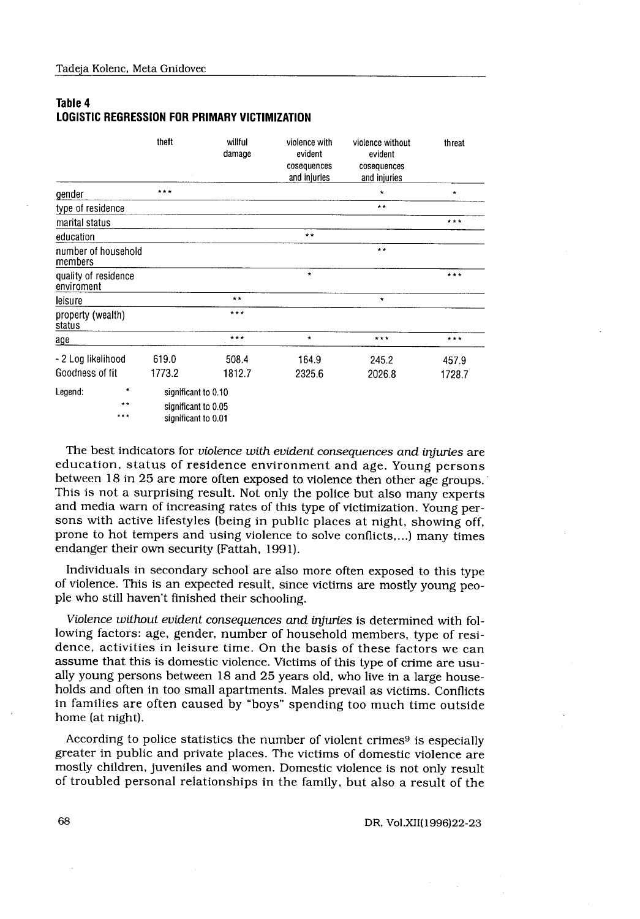**Table 4**
**LOGISTIC REGRESSION FOR PRIMARY VICTIMIZATION**

| | theft | willful damage | violence with evident cosequences and injuries | violence without evident cosequences and injuries | threat |
|---|---|---|---|---|---|
| gender | *** | | | * | * |
| type of residence | | | | ** | |
| marital status | | | | | *** |
| education | | | ** | | |
| number of household members | | | | ** | |
| quality of residence enviroment | | | * | | *** |
| leisure | | ** | | * | |
| property (wealth) status | | *** | | | |
| age | | *** | * | *** | *** |
| - 2 Log likelihood | 619.0 | 508.4 | 164.9 | 245.2 | 457.9 |
| Goodness of fit | 1773.2 | 1812.7 | 2325.6 | 2026.8 | 1728.7 |

Legend:
* significant to 0.10
** significant to 0.05
*** significant to 0.01

The best indicators for *violence with evident consequences and injuries* are education, status of residence environment and age. Young persons between 18 in 25 are more often exposed to violence then other age groups. This is not a surprising result. Not only the police but also many experts and media warn of increasing rates of this type of victimization. Young persons with active lifestyles (being in public places at night, showing off, prone to hot tempers and using violence to solve conflicts,...) many times endanger their own security (Fattah, 1991).

Individuals in secondary school are also more often exposed to this type of violence. This is an expected result, since victims are mostly young people who still haven't finished their schooling.

*Violence without evident consequences and injuries* is determined with following factors: age, gender, number of household members, type of residence, activities in leisure time. On the basis of these factors we can assume that this is domestic violence. Victims of this type of crime are usually young persons between 18 and 25 years old, who live in a large households and often in too small apartments. Males prevail as victims. Conflicts in families are often caused by "boys" spending too much time outside home (at night).

According to police statistics the number of violent crimes[9] is especially greater in public and private places. The victims of domestic violence are mostly children, juveniles and women. Domestic violence is not only result of troubled personal relationships in the family, but also a result of the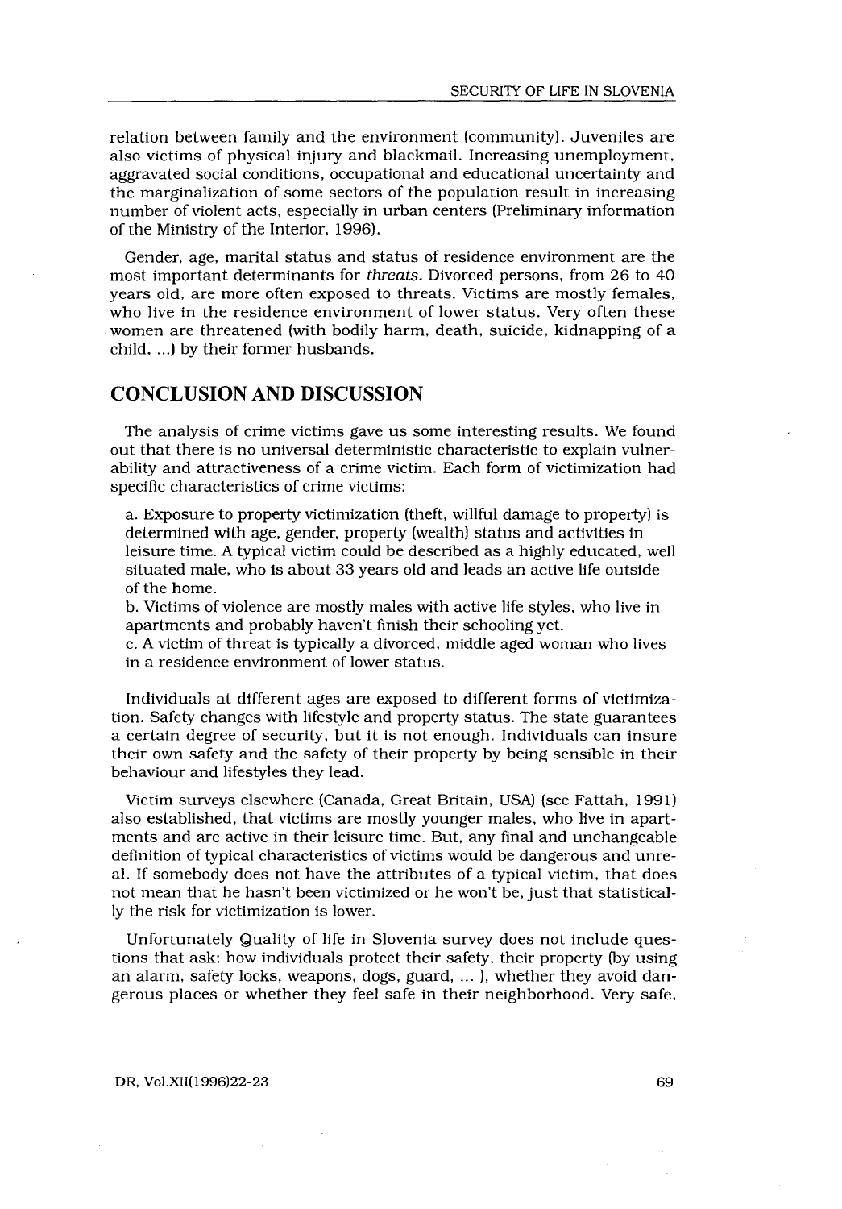relation between family and the environment (community). Juveniles are also victims of physical injury and blackmail. Increasing unemployment, aggravated social conditions, occupational and educational uncertainty and the marginalization of some sectors of the population result in increasing number of violent acts, especially in urban centers (Preliminary information of the Ministry of the Interior, 1996).

Gender, age, marital status and status of residence environment are the most important determinants for *threats*. Divorced persons, from 26 to 40 years old, are more often exposed to threats. Victims are mostly females, who live in the residence environment of lower status. Very often these women are threatened (with bodily harm, death, suicide, kidnapping of a child, ...) by their former husbands.

## CONCLUSION AND DISCUSSION

The analysis of crime victims gave us some interesting results. We found out that there is no universal deterministic characteristic to explain vulnerability and attractiveness of a crime victim. Each form of victimization had specific characteristics of crime victims:

a. Exposure to property victimization (theft, willful damage to property) is determined with age, gender, property (wealth) status and activities in leisure time. A typical victim could be described as a highly educated, well situated male, who is about 33 years old and leads an active life outside of the home.
b. Victims of violence are mostly males with active life styles, who live in apartments and probably haven't finish their schooling yet.
c. A victim of threat is typically a divorced, middle aged woman who lives in a residence environment of lower status.

Individuals at different ages are exposed to different forms of victimization. Safety changes with lifestyle and property status. The state guarantees a certain degree of security, but it is not enough. Individuals can insure their own safety and the safety of their property by being sensible in their behaviour and lifestyles they lead.

Victim surveys elsewhere (Canada, Great Britain, USA) (see Fattah, 1991) also established, that victims are mostly younger males, who live in apartments and are active in their leisure time. But, any final and unchangeable definition of typical characteristics of victims would be dangerous and unreal. If somebody does not have the attributes of a typical victim, that does not mean that he hasn't been victimized or he won't be, just that statistically the risk for victimization is lower.

Unfortunately Quality of life in Slovenia survey does not include questions that ask: how individuals protect their safety, their property (by using an alarm, safety locks, weapons, dogs, guard, ... ), whether they avoid dangerous places or whether they feel safe in their neighborhood. Very safe,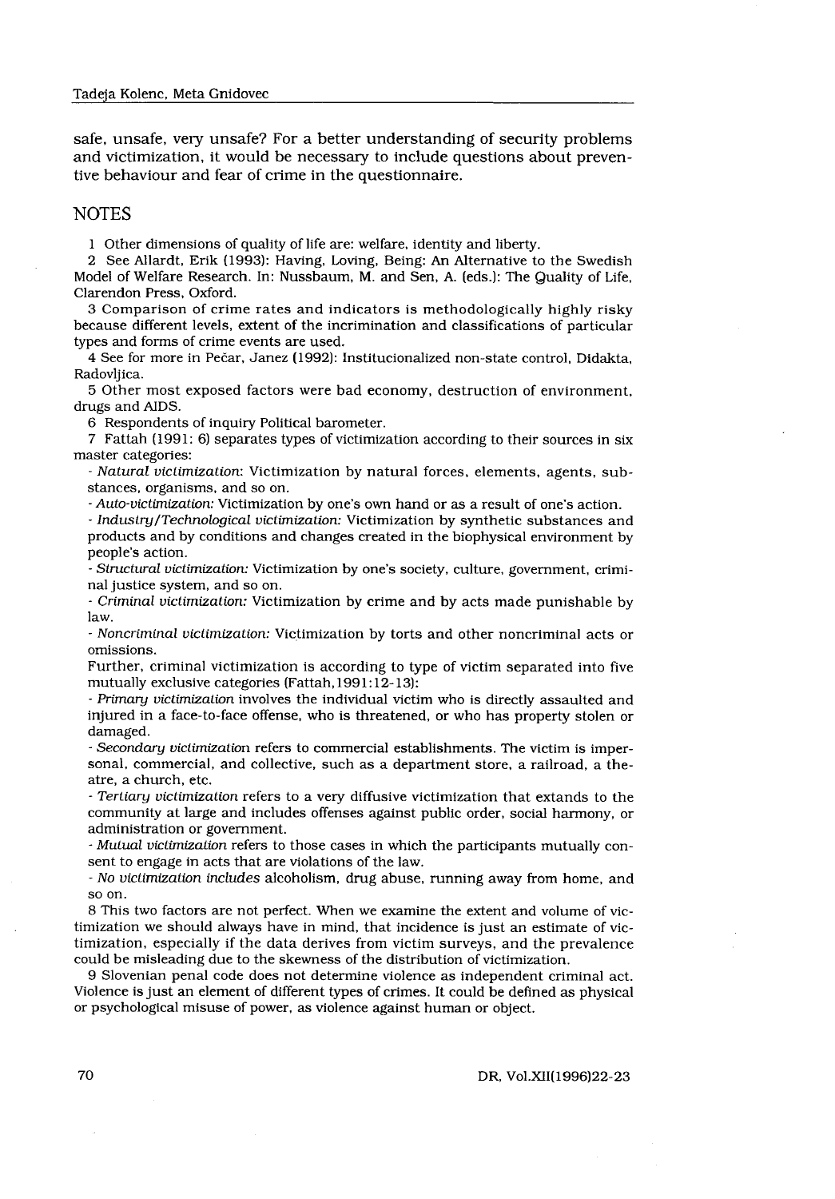safe, unsafe, very unsafe? For a better understanding of security problems and victimization, it would be necessary to include questions about preventive behaviour and fear of crime in the questionnaire.

## NOTES

1 Other dimensions of quality of life are: welfare, identity and liberty.

2 See Allardt, Erik (1993): Having, Loving, Being: An Alternative to the Swedish Model of Welfare Research. In: Nussbaum, M. and Sen, A. (eds.): The Quality of Life, Clarendon Press, Oxford.

3 Comparison of crime rates and indicators is methodologically highly risky because different levels, extent of the incrimination and classifications of particular types and forms of crime events are used.

4 See for more in Pečar, Janez (1992): Institucionalized non-state control, Didakta, Radovljica.

5 Other most exposed factors were bad economy, destruction of environment, drugs and AIDS.

6 Respondents of inquiry Political barometer.

7 Fattah (1991: 6) separates types of victimization according to their sources in six master categories:

- *Natural victimization*: Victimization by natural forces, elements, agents, substances, organisms, and so on.
- *Auto-victimization:* Victimization by one's own hand or as a result of one's action.
- *Industry/Technological victimization:* Victimization by synthetic substances and products and by conditions and changes created in the biophysical environment by people's action.
- *Structural victimization:* Victimization by one's society, culture, government, criminal justice system, and so on.
- *Criminal victimization:* Victimization by crime and by acts made punishable by law.
- *Noncriminal victimization:* Victimization by torts and other noncriminal acts or omissions.

Further, criminal victimization is according to type of victim separated into five mutually exclusive categories (Fattah,1991:12-13):

- *Primary victimization* involves the individual victim who is directly assaulted and injured in a face-to-face offense, who is threatened, or who has property stolen or damaged.
- *Secondary victimization* refers to commercial establishments. The victim is impersonal, commercial, and collective, such as a department store, a railroad, a theatre, a church, etc.
- *Tertiary victimization* refers to a very diffusive victimization that extands to the community at large and includes offenses against public order, social harmony, or administration or government.
- *Mutual victimization* refers to those cases in which the participants mutually consent to engage in acts that are violations of the law.
- *No victimization includes* alcoholism, drug abuse, running away from home, and so on.

8 This two factors are not perfect. When we examine the extent and volume of victimization we should always have in mind, that incidence is just an estimate of victimization, especially if the data derives from victim surveys, and the prevalence could be misleading due to the skewness of the distribution of victimization.

9 Slovenian penal code does not determine violence as independent criminal act. Violence is just an element of different types of crimes. It could be defined as physical or psychological misuse of power, as violence against human or object.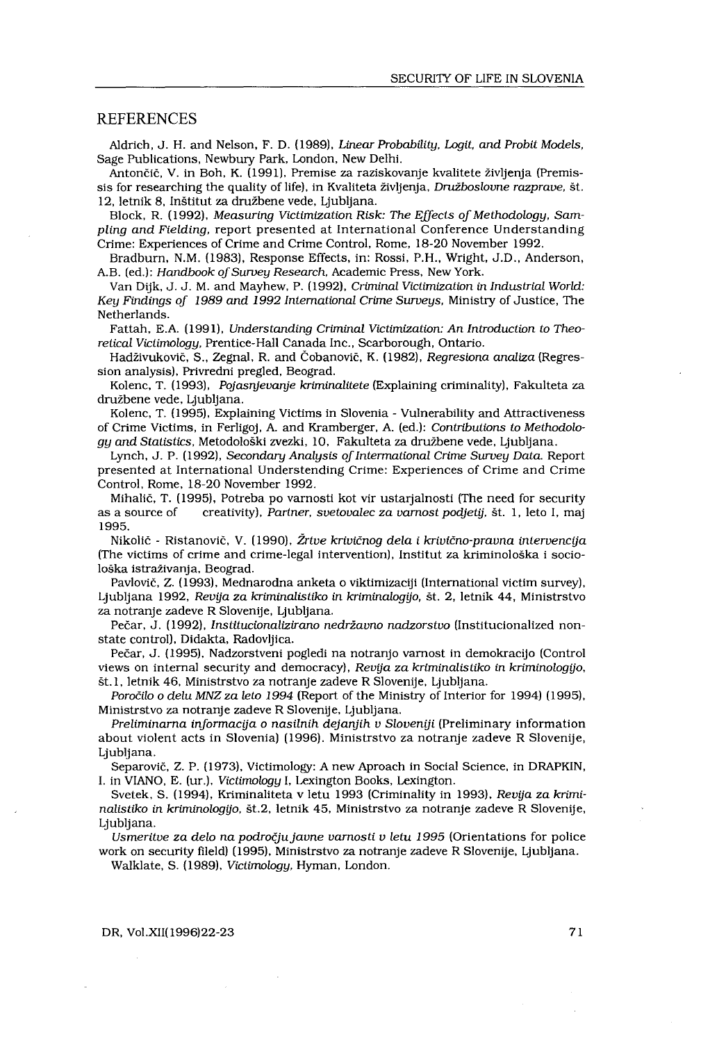## REFERENCES

Aldrich, J. H. and Nelson, F. D. (1989), *Linear Probability, Logit, and Probit Models*, Sage Publications, Newbury Park, London, New Delhi.

Antončič, V. in Boh, K. (1991), Premise za raziskovanje kvalitete življenja (Premissis for researching the quality of life), in Kvaliteta življenja, *Družboslovne razprave*, št. 12, letnik 8, Inštitut za družbene vede, Ljubljana.

Block, R. (1992), *Measuring Victimization Risk: The Effects of Methodology, Sampling and Fielding*, report presented at International Conference Understanding Crime: Experiences of Crime and Crime Control, Rome, 18-20 November 1992.

Bradburn, N.M. (1983), Response Effects, in: Rossi, P.H., Wright, J.D., Anderson, A.B. (ed.): *Handbook of Survey Research*, Academic Press, New York.

Van Dijk, J. J. M. and Mayhew, P. (1992), *Criminal Victimization in Industrial World: Key Findings of 1989 and 1992 International Crime Surveys*, Ministry of Justice, The Netherlands.

Fattah, E.A. (1991), *Understanding Criminal Victimization: An Introduction to Theoretical Victimology*, Prentice-Hall Canada Inc., Scarborough, Ontario.

Hadživuković, S., Zegnal, R. and Čobanović, K. (1982), *Regresiona analiza* (Regression analysis), Privredni pregled, Beograd.

Kolenc, T. (1993), *Pojasnjevanje kriminalitete* (Explaining criminality), Fakulteta za družbene vede, Ljubljana.

Kolenc, T. (1995), Explaining Victims in Slovenia - Vulnerability and Attractiveness of Crime Victims, in Ferligoj, A. and Kramberger, A. (ed.): *Contributions to Methodology and Statistics*, Metodološki zvezki, 10, Fakulteta za družbene vede, Ljubljana.

Lynch, J. P. (1992), *Secondary Analysis of Intermational Crime Survey Data*. Report presented at International Understending Crime: Experiences of Crime and Crime Control, Rome, 18-20 November 1992.

Mihalič, T. (1995), Potreba po varnosti kot vir ustarjalnosti (The need for security as a source of creativity), *Partner, svetovalec za varnost podjetij*, št. 1, leto I, maj 1995.

Nikolič - Ristanovič, V. (1990), *Žrtve krivičnog dela i krivično-pravna intervencija* (The victims of crime and crime-legal intervention), Institut za kriminološka i sociološka istraživanja, Beograd.

Pavlovič, Z. (1993), Mednarodna anketa o viktimizaciji (International victim survey), Ljubljana 1992, *Revija za kriminalistiko in kriminalogijo*, št. 2, letnik 44, Ministrstvo za notranje zadeve R Slovenije, Ljubljana.

Pečar, J. (1992), *Institucionalizirano nedržavno nadzorstvo* (Institucionalized nonstate control), Didakta, Radovljica.

Pečar, J. (1995), Nadzorstveni pogledi na notranjo varnost in demokracijo (Control views on internal security and democracy), *Revija za kriminalistiko in kriminologijo*, št.1, letnik 46, Ministrstvo za notranje zadeve R Slovenije, Ljubljana.

*Poročilo o delu MNZ za leto 1994* (Report of the Ministry of Interior for 1994) (1995), Ministrstvo za notranje zadeve R Slovenije, Ljubljana.

*Preliminarna informacija o nasilnih dejanjih v Sloveniji* (Preliminary information about violent acts in Slovenia) (1996). Ministrstvo za notranje zadeve R Slovenije, Ljubljana.

Separovič, Z. P. (1973), Victimology: A new Aproach in Social Science, in DRAPKIN, I. in VIANO, E. (ur.), *Victimology I*, Lexington Books, Lexington.

Svetek, S. (1994), Kriminaliteta v letu 1993 (Criminality in 1993), *Revija za kriminalistiko in kriminologijo*, št.2, letnik 45, Ministrstvo za notranje zadeve R Slovenije, Ljubljana.

*Usmeritve za delo na področju javne varnosti v letu 1995* (Orientations for police work on security fileld) (1995), Ministrstvo za notranje zadeve R Slovenije, Ljubljana.

Walklate, S. (1989), *Victimology*, Hyman, London.